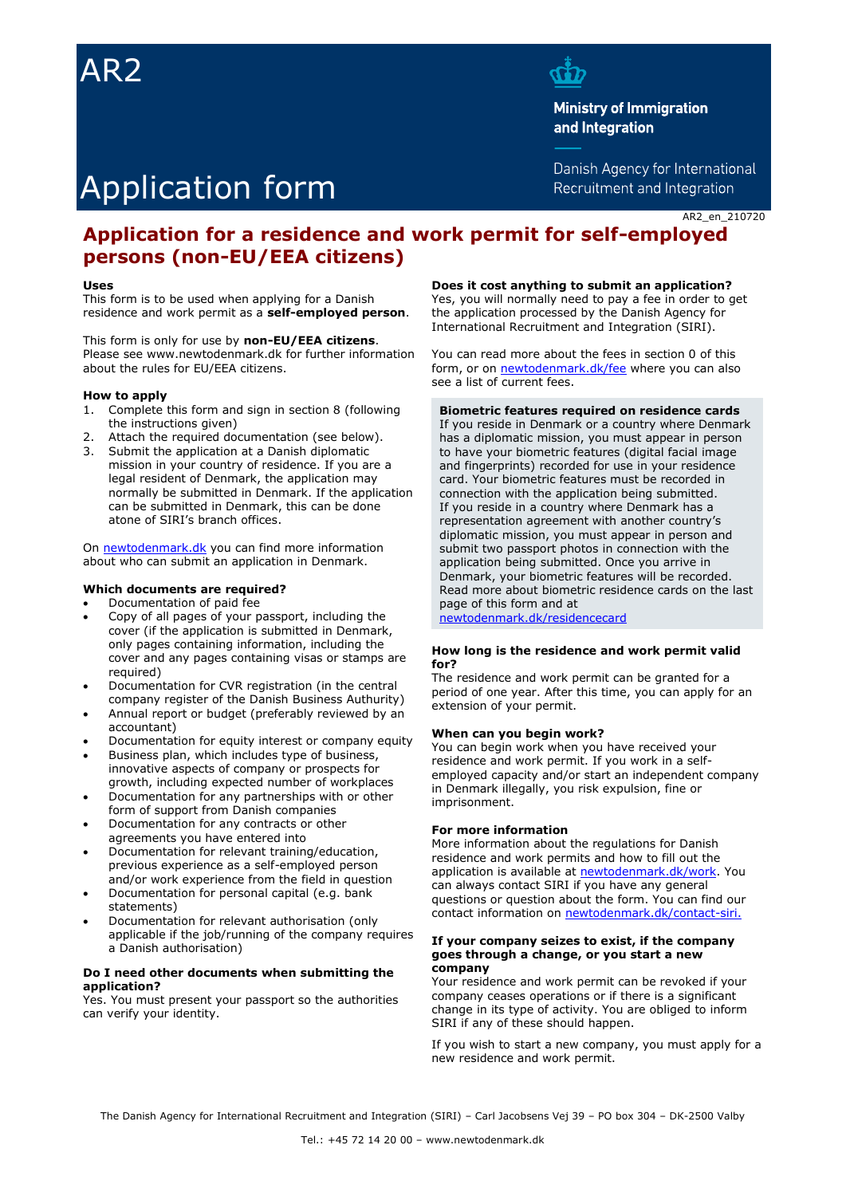AR2

Ministry of Immigration and Integration

Danish Agency for International Recruitment and Integration

# Application form

AR2_en_210720

## Application for a residence and work permit for self-employed persons (non-EU/EEA citizens)

**Uses**
This form is to be used when applying for a Danish residence and work permit as a **self-employed person**.

This form is only for use by **non-EU/EEA citizens**. Please see www.newtodenmark.dk for further information about the rules for EU/EEA citizens.

**How to apply**
1. Complete this form and sign in section 8 (following the instructions given)
2. Attach the required documentation (see below).
3. Submit the application at a Danish diplomatic mission in your country of residence. If you are a legal resident of Denmark, the application may normally be submitted in Denmark. If the application can be submitted in Denmark, this can be done atone of SIRI's branch offices.

On newtodenmark.dk you can find more information about who can submit an application in Denmark.

**Which documents are required?**
- Documentation of paid fee
- Copy of all pages of your passport, including the cover (if the application is submitted in Denmark, only pages containing information, including the cover and any pages containing visas or stamps are required)
- Documentation for CVR registration (in the central company register of the Danish Business Authurity)
- Annual report or budget (preferably reviewed by an accountant)
- Documentation for equity interest or company equity
- Business plan, which includes type of business, innovative aspects of company or prospects for growth, including expected number of workplaces
- Documentation for any partnerships with or other form of support from Danish companies
- Documentation for any contracts or other agreements you have entered into
- Documentation for relevant training/education, previous experience as a self-employed person and/or work experience from the field in question
- Documentation for personal capital (e.g. bank statements)
- Documentation for relevant authorisation (only applicable if the job/running of the company requires a Danish authorisation)

**Do I need other documents when submitting the application?**
Yes. You must present your passport so the authorities can verify your identity.

**Does it cost anything to submit an application?**
Yes, you will normally need to pay a fee in order to get the application processed by the Danish Agency for International Recruitment and Integration (SIRI).

You can read more about the fees in section 0 of this form, or on newtodenmark.dk/fee where you can also see a list of current fees.

**Biometric features required on residence cards**
If you reside in Denmark or a country where Denmark has a diplomatic mission, you must appear in person to have your biometric features (digital facial image and fingerprints) recorded for use in your residence card. Your biometric features must be recorded in connection with the application being submitted.
If you reside in a country where Denmark has a representation agreement with another country's diplomatic mission, you must appear in person and submit two passport photos in connection with the application being submitted. Once you arrive in Denmark, your biometric features will be recorded.
Read more about biometric residence cards on the last page of this form and at newtodenmark.dk/residencecard

**How long is the residence and work permit valid for?**
The residence and work permit can be granted for a period of one year. After this time, you can apply for an extension of your permit.

**When can you begin work?**
You can begin work when you have received your residence and work permit. If you work in a self-employed capacity and/or start an independent company in Denmark illegally, you risk expulsion, fine or imprisonment.

**For more information**
More information about the regulations for Danish residence and work permits and how to fill out the application is available at newtodenmark.dk/work. You can always contact SIRI if you have any general questions or question about the form. You can find our contact information on newtodenmark.dk/contact-siri.

**If your company seizes to exist, if the company goes through a change, or you start a new company**
Your residence and work permit can be revoked if your company ceases operations or if there is a significant change in its type of activity. You are obliged to inform SIRI if any of these should happen.

If you wish to start a new company, you must apply for a new residence and work permit.

The Danish Agency for International Recruitment and Integration (SIRI) – Carl Jacobsens Vej 39 – PO box 304 – DK-2500 Valby

Tel.: +45 72 14 20 00 – www.newtodenmark.dk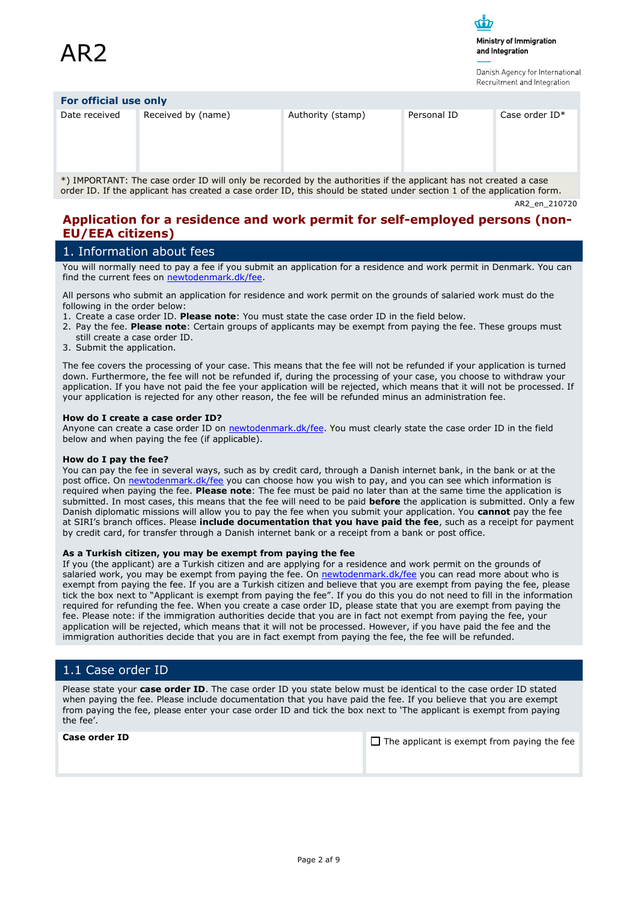AR2

Ministry of Immigration and Integration

Danish Agency for International Recruitment and Integration

**For official use only**

| Date received | Received by (name) | Authority (stamp) | Personal ID | Case order ID* |
|---|---|---|---|---|
| | | | | |

*) IMPORTANT: The case order ID will only be recorded by the authorities if the applicant has not created a case order ID. If the applicant has created a case order ID, this should be stated under section 1 of the application form.

AR2_en_210720

# Application for a residence and work permit for self-employed persons (non-EU/EEA citizens)

## 1. Information about fees

You will normally need to pay a fee if you submit an application for a residence and work permit in Denmark. You can find the current fees on newtodenmark.dk/fee.

All persons who submit an application for residence and work permit on the grounds of salaried work must do the following in the order below:

1. Create a case order ID. **Please note**: You must state the case order ID in the field below.
2. Pay the fee. **Please note**: Certain groups of applicants may be exempt from paying the fee. These groups must still create a case order ID.
3. Submit the application.

The fee covers the processing of your case. This means that the fee will not be refunded if your application is turned down. Furthermore, the fee will not be refunded if, during the processing of your case, you choose to withdraw your application. If you have not paid the fee your application will be rejected, which means that it will not be processed. If your application is rejected for any other reason, the fee will be refunded minus an administration fee.

**How do I create a case order ID?**
Anyone can create a case order ID on newtodenmark.dk/fee. You must clearly state the case order ID in the field below and when paying the fee (if applicable).

**How do I pay the fee?**
You can pay the fee in several ways, such as by credit card, through a Danish internet bank, in the bank or at the post office. On newtodenmark.dk/fee you can choose how you wish to pay, and you can see which information is required when paying the fee. **Please note**: The fee must be paid no later than at the same time the application is submitted. In most cases, this means that the fee will need to be paid **before** the application is submitted. Only a few Danish diplomatic missions will allow you to pay the fee when you submit your application. You **cannot** pay the fee at SIRI's branch offices. Please **include documentation that you have paid the fee**, such as a receipt for payment by credit card, for transfer through a Danish internet bank or a receipt from a bank or post office.

**As a Turkish citizen, you may be exempt from paying the fee**
If you (the applicant) are a Turkish citizen and are applying for a residence and work permit on the grounds of salaried work, you may be exempt from paying the fee. On newtodenmark.dk/fee you can read more about who is exempt from paying the fee. If you are a Turkish citizen and believe that you are exempt from paying the fee, please tick the box next to "Applicant is exempt from paying the fee". If you do this you do not need to fill in the information required for refunding the fee. When you create a case order ID, please state that you are exempt from paying the fee. Please note: if the immigration authorities decide that you are in fact not exempt from paying the fee, your application will be rejected, which means that it will not be processed. However, if you have paid the fee and the immigration authorities decide that you are in fact exempt from paying the fee, the fee will be refunded.

## 1.1 Case order ID

Please state your **case order ID**. The case order ID you state below must be identical to the case order ID stated when paying the fee. Please include documentation that you have paid the fee. If you believe that you are exempt from paying the fee, please enter your case order ID and tick the box next to 'The applicant is exempt from paying the fee'.

| **Case order ID** | ☐ The applicant is exempt from paying the fee |
|---|---|
| | |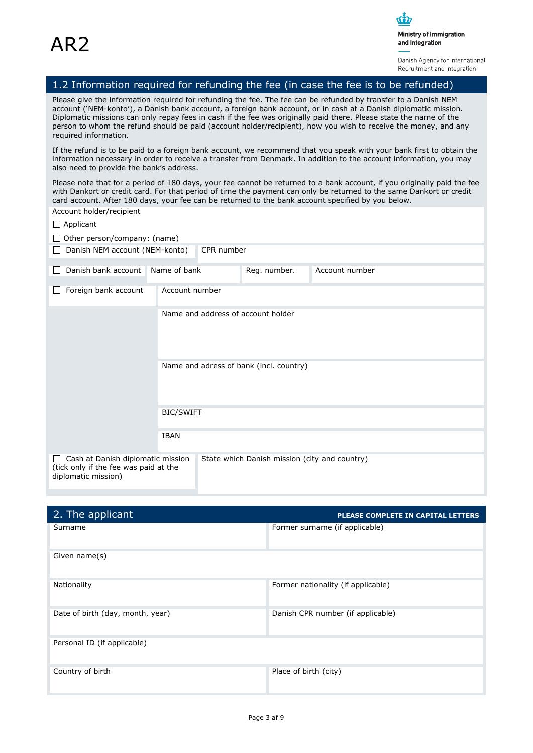AR2

Ministry of Immigration and Integration

Danish Agency for International Recruitment and Integration

## 1.2 Information required for refunding the fee (in case the fee is to be refunded)

Please give the information required for refunding the fee. The fee can be refunded by transfer to a Danish NEM account ('NEM-konto'), a Danish bank account, a foreign bank account, or in cash at a Danish diplomatic mission. Diplomatic missions can only repay fees in cash if the fee was originally paid there. Please state the name of the person to whom the refund should be paid (account holder/recipient), how you wish to receive the money, and any required information.

If the refund is to be paid to a foreign bank account, we recommend that you speak with your bank first to obtain the information necessary in order to receive a transfer from Denmark. In addition to the account information, you may also need to provide the bank's address.

Please note that for a period of 180 days, your fee cannot be returned to a bank account, if you originally paid the fee with Dankort or credit card. For that period of time the payment can only be returned to the same Dankort or credit card account. After 180 days, your fee can be returned to the bank account specified by you below.

Account holder/recipient

☐ Applicant

☐ Other person/company: (name)

| ☐ Danish NEM account (NEM-konto) | CPR number | | |
|---|---|---|---|
| ☐ Danish bank account | Name of bank | Reg. number. | Account number |
| ☐ Foreign bank account | Account number | | |
| | Name and address of account holder | | |
| | Name and adress of bank (incl. country) | | |
| | BIC/SWIFT | | |
| | IBAN | | |
| ☐ Cash at Danish diplomatic mission (tick only if the fee was paid at the diplomatic mission) | State which Danish mission (city and country) | | |

## 2. The applicant

**PLEASE COMPLETE IN CAPITAL LETTERS**

| | |
|---|---|
| Surname | Former surname (if applicable) |
| Given name(s) | |
| Nationality | Former nationality (if applicable) |
| Date of birth (day, month, year) | Danish CPR number (if applicable) |
| Personal ID (if applicable) | |
| Country of birth | Place of birth (city) |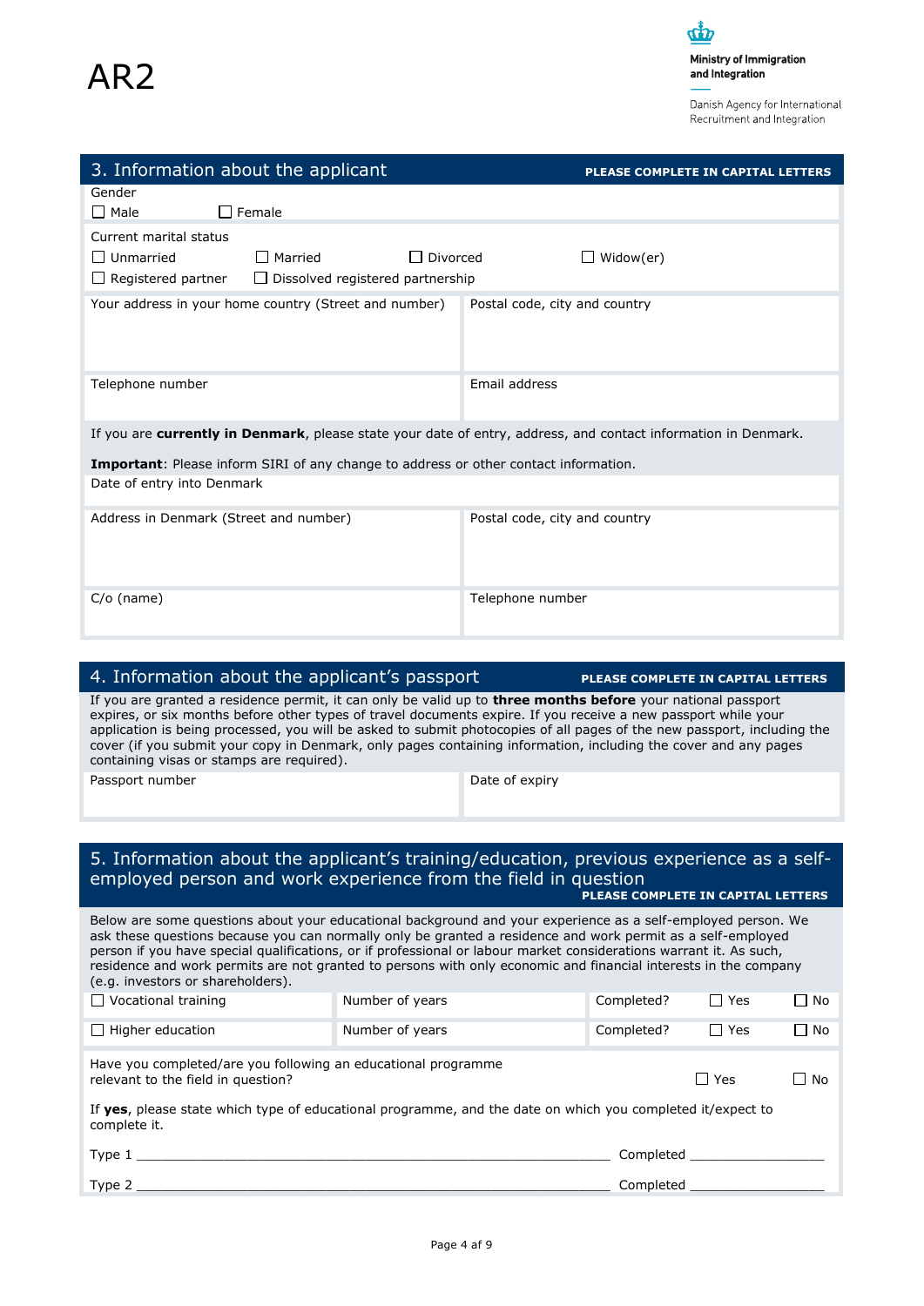AR2

Ministry of Immigration and Integration

Danish Agency for International Recruitment and Integration

## 3. Information about the applicant

**PLEASE COMPLETE IN CAPITAL LETTERS**

Gender

☐ Male ☐ Female

Current marital status

☐ Unmarried ☐ Married ☐ Divorced ☐ Widow(er)

☐ Registered partner ☐ Dissolved registered partnership

| Your address in your home country (Street and number) | Postal code, city and country |
|---|---|
| | |

| Telephone number | Email address |
|---|---|
| | |

If you are **currently in Denmark**, please state your date of entry, address, and contact information in Denmark.

**Important**: Please inform SIRI of any change to address or other contact information.

Date of entry into Denmark

| Address in Denmark (Street and number) | Postal code, city and country |
|---|---|
| | |

| C/o (name) | Telephone number |
|---|---|
| | |

## 4. Information about the applicant's passport

**PLEASE COMPLETE IN CAPITAL LETTERS**

If you are granted a residence permit, it can only be valid up to **three months before** your national passport expires, or six months before other types of travel documents expire. If you receive a new passport while your application is being processed, you will be asked to submit photocopies of all pages of the new passport, including the cover (if you submit your copy in Denmark, only pages containing information, including the cover and any pages containing visas or stamps are required).

| Passport number | Date of expiry |
|---|---|
| | |

## 5. Information about the applicant's training/education, previous experience as a self-employed person and work experience from the field in question

**PLEASE COMPLETE IN CAPITAL LETTERS**

Below are some questions about your educational background and your experience as a self-employed person. We ask these questions because you can normally only be granted a residence and work permit as a self-employed person if you have special qualifications, or if professional or labour market considerations warrant it. As such, residence and work permits are not granted to persons with only economic and financial interests in the company (e.g. investors or shareholders).

| ☐ Vocational training | Number of years | Completed? | ☐ Yes | ☐ No |
|---|---|---|---|---|
| ☐ Higher education | Number of years | Completed? | ☐ Yes | ☐ No |

Have you completed/are you following an educational programme relevant to the field in question? ☐ Yes ☐ No

If **yes**, please state which type of educational programme, and the date on which you completed it/expect to complete it.

Type 1 ______________________________ Completed ________________

Type 2 ______________________________ Completed ________________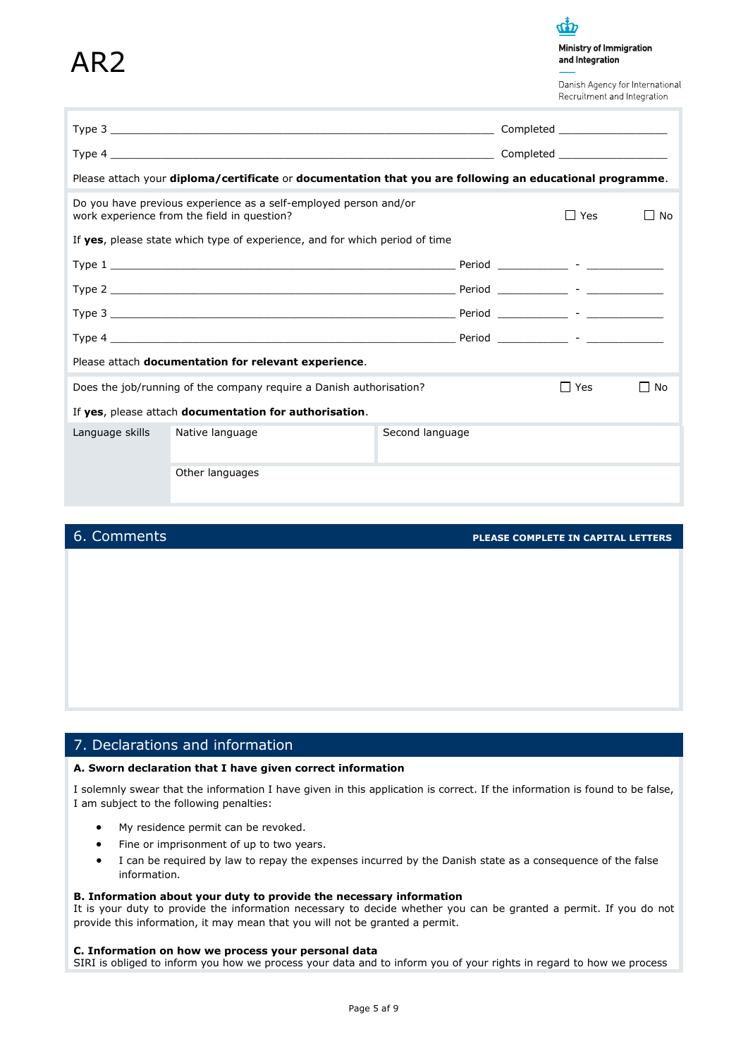Type 3 ______________________________________________ Completed ________________

Type 4 ______________________________________________ Completed ________________

Please attach your **diploma/certificate** or **documentation that you are following an educational programme**.

Do you have previous experience as a self-employed person and/or work experience from the field in question? ☐ Yes ☐ No

If **yes**, please state which type of experience, and for which period of time

Type 1 ______________________________________________ Period __________ - ___________

Type 2 ______________________________________________ Period __________ - ___________

Type 3 ______________________________________________ Period __________ - ___________

Type 4 ______________________________________________ Period __________ - ___________

Please attach **documentation for relevant experience**.

Does the job/running of the company require a Danish authorisation? ☐ Yes ☐ No

If **yes**, please attach **documentation for authorisation**.

| Language skills | Native language | Second language |
|---|---|---|
| | Other languages | |

## 6. Comments

**PLEASE COMPLETE IN CAPITAL LETTERS**

## 7. Declarations and information

**A. Sworn declaration that I have given correct information**

I solemnly swear that the information I have given in this application is correct. If the information is found to be false, I am subject to the following penalties:

- My residence permit can be revoked.
- Fine or imprisonment of up to two years.
- I can be required by law to repay the expenses incurred by the Danish state as a consequence of the false information.

**B. Information about your duty to provide the necessary information**
It is your duty to provide the information necessary to decide whether you can be granted a permit. If you do not provide this information, it may mean that you will not be granted a permit.

**C. Information on how we process your personal data**
SIRI is obliged to inform you how we process your data and to inform you of your rights in regard to how we process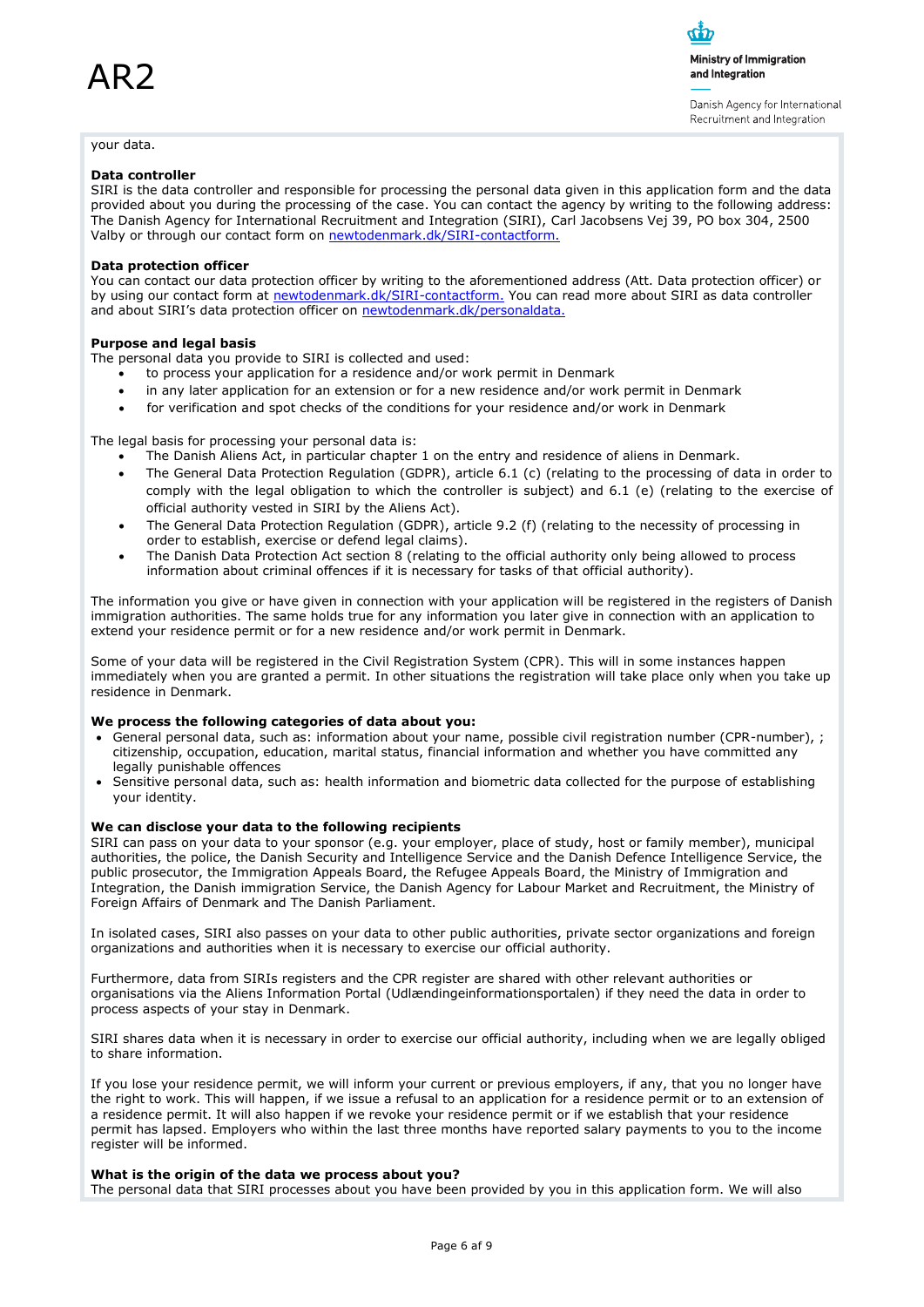your data.

**Data controller**

SIRI is the data controller and responsible for processing the personal data given in this application form and the data provided about you during the processing of the case. You can contact the agency by writing to the following address: The Danish Agency for International Recruitment and Integration (SIRI), Carl Jacobsens Vej 39, PO box 304, 2500 Valby or through our contact form on newtodenmark.dk/SIRI-contactform.

**Data protection officer**

You can contact our data protection officer by writing to the aforementioned address (Att. Data protection officer) or by using our contact form at newtodenmark.dk/SIRI-contactform. You can read more about SIRI as data controller and about SIRI's data protection officer on newtodenmark.dk/personaldata.

**Purpose and legal basis**

The personal data you provide to SIRI is collected and used:

- to process your application for a residence and/or work permit in Denmark
- in any later application for an extension or for a new residence and/or work permit in Denmark
- for verification and spot checks of the conditions for your residence and/or work in Denmark

The legal basis for processing your personal data is:

- The Danish Aliens Act, in particular chapter 1 on the entry and residence of aliens in Denmark.
- The General Data Protection Regulation (GDPR), article 6.1 (c) (relating to the processing of data in order to comply with the legal obligation to which the controller is subject) and 6.1 (e) (relating to the exercise of official authority vested in SIRI by the Aliens Act).
- The General Data Protection Regulation (GDPR), article 9.2 (f) (relating to the necessity of processing in order to establish, exercise or defend legal claims).
- The Danish Data Protection Act section 8 (relating to the official authority only being allowed to process information about criminal offences if it is necessary for tasks of that official authority).

The information you give or have given in connection with your application will be registered in the registers of Danish immigration authorities. The same holds true for any information you later give in connection with an application to extend your residence permit or for a new residence and/or work permit in Denmark.

Some of your data will be registered in the Civil Registration System (CPR). This will in some instances happen immediately when you are granted a permit. In other situations the registration will take place only when you take up residence in Denmark.

**We process the following categories of data about you:**

- General personal data, such as: information about your name, possible civil registration number (CPR-number), ; citizenship, occupation, education, marital status, financial information and whether you have committed any legally punishable offences
- Sensitive personal data, such as: health information and biometric data collected for the purpose of establishing your identity.

**We can disclose your data to the following recipients**

SIRI can pass on your data to your sponsor (e.g. your employer, place of study, host or family member), municipal authorities, the police, the Danish Security and Intelligence Service and the Danish Defence Intelligence Service, the public prosecutor, the Immigration Appeals Board, the Refugee Appeals Board, the Ministry of Immigration and Integration, the Danish immigration Service, the Danish Agency for Labour Market and Recruitment, the Ministry of Foreign Affairs of Denmark and The Danish Parliament.

In isolated cases, SIRI also passes on your data to other public authorities, private sector organizations and foreign organizations and authorities when it is necessary to exercise our official authority.

Furthermore, data from SIRIs registers and the CPR register are shared with other relevant authorities or organisations via the Aliens Information Portal (Udlændingeinformationsportalen) if they need the data in order to process aspects of your stay in Denmark.

SIRI shares data when it is necessary in order to exercise our official authority, including when we are legally obliged to share information.

If you lose your residence permit, we will inform your current or previous employers, if any, that you no longer have the right to work. This will happen, if we issue a refusal to an application for a residence permit or to an extension of a residence permit. It will also happen if we revoke your residence permit or if we establish that your residence permit has lapsed. Employers who within the last three months have reported salary payments to you to the income register will be informed.

**What is the origin of the data we process about you?**

The personal data that SIRI processes about you have been provided by you in this application form. We will also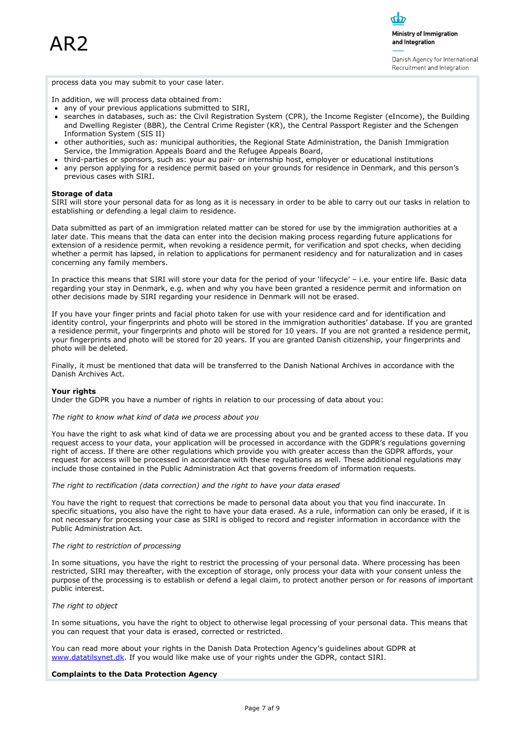process data you may submit to your case later.

In addition, we will process data obtained from:

- any of your previous applications submitted to SIRI,
- searches in databases, such as: the Civil Registration System (CPR), the Income Register (eIncome), the Building and Dwelling Register (BBR), the Central Crime Register (KR), the Central Passport Register and the Schengen Information System (SIS II)
- other authorities, such as: municipal authorities, the Regional State Administration, the Danish Immigration Service, the Immigration Appeals Board and the Refugee Appeals Board,
- third-parties or sponsors, such as: your au pair- or internship host, employer or educational institutions
- any person applying for a residence permit based on your grounds for residence in Denmark, and this person's previous cases with SIRI.

**Storage of data**
SIRI will store your personal data for as long as it is necessary in order to be able to carry out our tasks in relation to establishing or defending a legal claim to residence.

Data submitted as part of an immigration related matter can be stored for use by the immigration authorities at a later date. This means that the data can enter into the decision making process regarding future applications for extension of a residence permit, when revoking a residence permit, for verification and spot checks, when deciding whether a permit has lapsed, in relation to applications for permanent residency and for naturalization and in cases concerning any family members.

In practice this means that SIRI will store your data for the period of your 'lifecycle' – i.e. your entire life. Basic data regarding your stay in Denmark, e.g. when and why you have been granted a residence permit and information on other decisions made by SIRI regarding your residence in Denmark will not be erased.

If you have your finger prints and facial photo taken for use with your residence card and for identification and identity control, your fingerprints and photo will be stored in the immigration authorities' database. If you are granted a residence permit, your fingerprints and photo will be stored for 10 years. If you are not granted a residence permit, your fingerprints and photo will be stored for 20 years. If you are granted Danish citizenship, your fingerprints and photo will be deleted.

Finally, it must be mentioned that data will be transferred to the Danish National Archives in accordance with the Danish Archives Act.

**Your rights**
Under the GDPR you have a number of rights in relation to our processing of data about you:

*The right to know what kind of data we process about you*

You have the right to ask what kind of data we are processing about you and be granted access to these data. If you request access to your data, your application will be processed in accordance with the GDPR's regulations governing right of access. If there are other regulations which provide you with greater access than the GDPR affords, your request for access will be processed in accordance with these regulations as well. These additional regulations may include those contained in the Public Administration Act that governs freedom of information requests.

*The right to rectification (data correction) and the right to have your data erased*

You have the right to request that corrections be made to personal data about you that you find inaccurate. In specific situations, you also have the right to have your data erased. As a rule, information can only be erased, if it is not necessary for processing your case as SIRI is obliged to record and register information in accordance with the Public Administration Act.

*The right to restriction of processing*

In some situations, you have the right to restrict the processing of your personal data. Where processing has been restricted, SIRI may thereafter, with the exception of storage, only process your data with your consent unless the purpose of the processing is to establish or defend a legal claim, to protect another person or for reasons of important public interest.

*The right to object*

In some situations, you have the right to object to otherwise legal processing of your personal data. This means that you can request that your data is erased, corrected or restricted.

You can read more about your rights in the Danish Data Protection Agency's guidelines about GDPR at www.datatilsynet.dk. If you would like make use of your rights under the GDPR, contact SIRI.

**Complaints to the Data Protection Agency**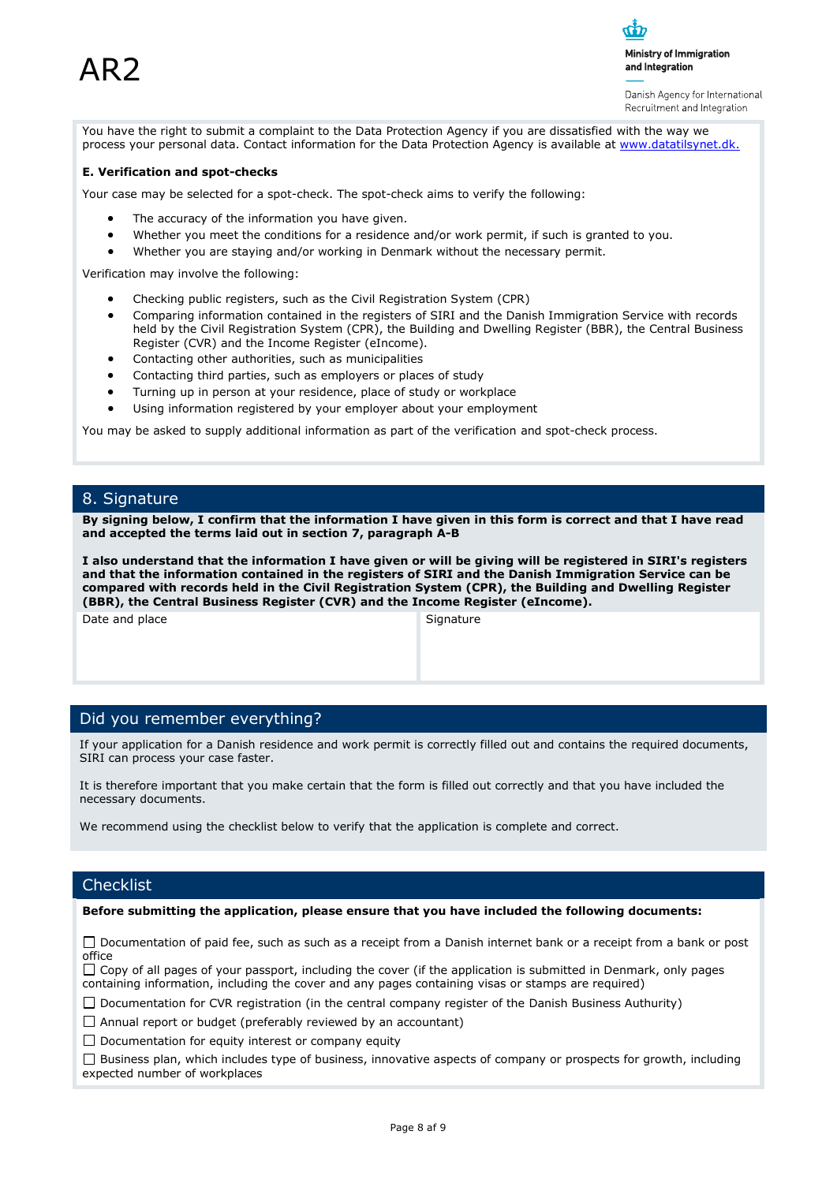AR2

Ministry of Immigration and Integration

Danish Agency for International Recruitment and Integration

You have the right to submit a complaint to the Data Protection Agency if you are dissatisfied with the way we process your personal data. Contact information for the Data Protection Agency is available at www.datatilsynet.dk.

**E. Verification and spot-checks**

Your case may be selected for a spot-check. The spot-check aims to verify the following:

- The accuracy of the information you have given.
- Whether you meet the conditions for a residence and/or work permit, if such is granted to you.
- Whether you are staying and/or working in Denmark without the necessary permit.

Verification may involve the following:

- Checking public registers, such as the Civil Registration System (CPR)
- Comparing information contained in the registers of SIRI and the Danish Immigration Service with records held by the Civil Registration System (CPR), the Building and Dwelling Register (BBR), the Central Business Register (CVR) and the Income Register (eIncome).
- Contacting other authorities, such as municipalities
- Contacting third parties, such as employers or places of study
- Turning up in person at your residence, place of study or workplace
- Using information registered by your employer about your employment

You may be asked to supply additional information as part of the verification and spot-check process.

## 8. Signature

**By signing below, I confirm that the information I have given in this form is correct and that I have read and accepted the terms laid out in section 7, paragraph A-B**

**I also understand that the information I have given or will be giving will be registered in SIRI's registers and that the information contained in the registers of SIRI and the Danish Immigration Service can be compared with records held in the Civil Registration System (CPR), the Building and Dwelling Register (BBR), the Central Business Register (CVR) and the Income Register (eIncome).**

| Date and place | Signature |
| --- | --- |
| | |

## Did you remember everything?

If your application for a Danish residence and work permit is correctly filled out and contains the required documents, SIRI can process your case faster.

It is therefore important that you make certain that the form is filled out correctly and that you have included the necessary documents.

We recommend using the checklist below to verify that the application is complete and correct.

## Checklist

**Before submitting the application, please ensure that you have included the following documents:**

☐ Documentation of paid fee, such as such as a receipt from a Danish internet bank or a receipt from a bank or post office

☐ Copy of all pages of your passport, including the cover (if the application is submitted in Denmark, only pages containing information, including the cover and any pages containing visas or stamps are required)

☐ Documentation for CVR registration (in the central company register of the Danish Business Authurity)

☐ Annual report or budget (preferably reviewed by an accountant)

☐ Documentation for equity interest or company equity

☐ Business plan, which includes type of business, innovative aspects of company or prospects for growth, including expected number of workplaces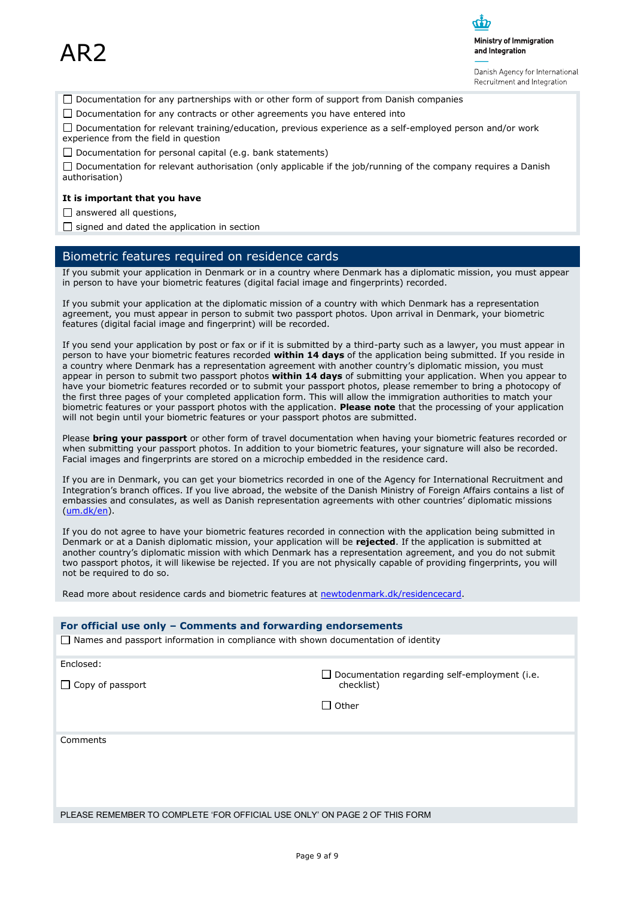AR2

Ministry of Immigration and Integration

Danish Agency for International Recruitment and Integration

- ☐ Documentation for any partnerships with or other form of support from Danish companies
- ☐ Documentation for any contracts or other agreements you have entered into
- ☐ Documentation for relevant training/education, previous experience as a self-employed person and/or work experience from the field in question
- ☐ Documentation for personal capital (e.g. bank statements)
- ☐ Documentation for relevant authorisation (only applicable if the job/running of the company requires a Danish authorisation)

**It is important that you have**

- ☐ answered all questions,
- ☐ signed and dated the application in section

## Biometric features required on residence cards

If you submit your application in Denmark or in a country where Denmark has a diplomatic mission, you must appear in person to have your biometric features (digital facial image and fingerprints) recorded.

If you submit your application at the diplomatic mission of a country with which Denmark has a representation agreement, you must appear in person to submit two passport photos. Upon arrival in Denmark, your biometric features (digital facial image and fingerprint) will be recorded.

If you send your application by post or fax or if it is submitted by a third-party such as a lawyer, you must appear in person to have your biometric features recorded **within 14 days** of the application being submitted. If you reside in a country where Denmark has a representation agreement with another country's diplomatic mission, you must appear in person to submit two passport photos **within 14 days** of submitting your application. When you appear to have your biometric features recorded or to submit your passport photos, please remember to bring a photocopy of the first three pages of your completed application form. This will allow the immigration authorities to match your biometric features or your passport photos with the application. **Please note** that the processing of your application will not begin until your biometric features or your passport photos are submitted.

Please **bring your passport** or other form of travel documentation when having your biometric features recorded or when submitting your passport photos. In addition to your biometric features, your signature will also be recorded. Facial images and fingerprints are stored on a microchip embedded in the residence card.

If you are in Denmark, you can get your biometrics recorded in one of the Agency for International Recruitment and Integration's branch offices. If you live abroad, the website of the Danish Ministry of Foreign Affairs contains a list of embassies and consulates, as well as Danish representation agreements with other countries' diplomatic missions (um.dk/en).

If you do not agree to have your biometric features recorded in connection with the application being submitted in Denmark or at a Danish diplomatic mission, your application will be **rejected**. If the application is submitted at another country's diplomatic mission with which Denmark has a representation agreement, and you do not submit two passport photos, it will likewise be rejected. If you are not physically capable of providing fingerprints, you will not be required to do so.

Read more about residence cards and biometric features at newtodenmark.dk/residencecard.

### For official use only – Comments and forwarding endorsements

☐ Names and passport information in compliance with shown documentation of identity

Enclosed:

- ☐ Copy of passport
- ☐ Documentation regarding self-employment (i.e. checklist)
- ☐ Other

Comments

PLEASE REMEMBER TO COMPLETE 'FOR OFFICIAL USE ONLY' ON PAGE 2 OF THIS FORM